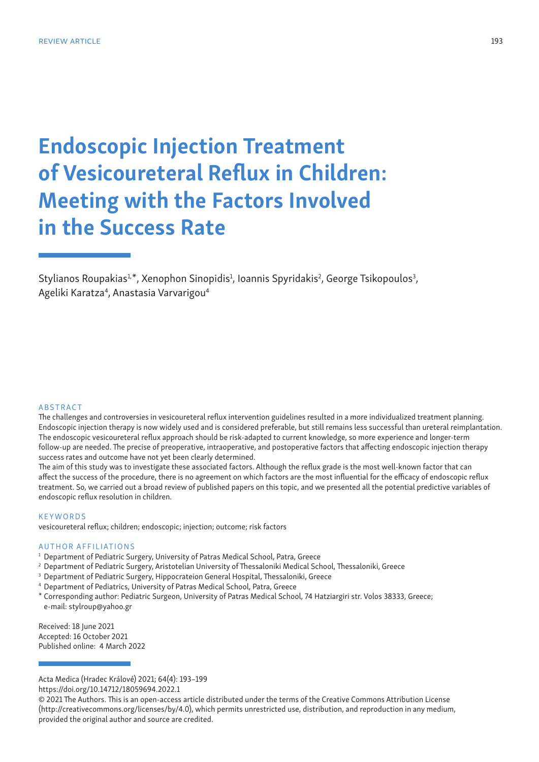REVIEW ARTICLE

# Endoscopic Injection Treatment of Vesicoureteral Reflux in Children: Meeting with the Factors Involved in the Success Rate

Stylianos Roupakias[1,*], Xenophon Sinopidis[1], Ioannis Spyridakis[2], George Tsikopoulos[3], Ageliki Karatza[4], Anastasia Varvarigou[4]

## ABSTRACT

The challenges and controversies in vesicoureteral reflux intervention guidelines resulted in a more individualized treatment planning. Endoscopic injection therapy is now widely used and is considered preferable, but still remains less successful than ureteral reimplantation. The endoscopic vesicoureteral reflux approach should be risk-adapted to current knowledge, so more experience and longer-term follow-up are needed. The precise of preoperative, intraoperative, and postoperative factors that affecting endoscopic injection therapy success rates and outcome have not yet been clearly determined.

The aim of this study was to investigate these associated factors. Although the reflux grade is the most well-known factor that can affect the success of the procedure, there is no agreement on which factors are the most influential for the efficacy of endoscopic reflux treatment. So, we carried out a broad review of published papers on this topic, and we presented all the potential predictive variables of endoscopic reflux resolution in children.

## KEYWORDS

vesicoureteral reflux; children; endoscopic; injection; outcome; risk factors

## AUTHOR AFFILIATIONS

[1] Department of Pediatric Surgery, University of Patras Medical School, Patra, Greece

[2] Department of Pediatric Surgery, Aristotelian University of Thessaloniki Medical School, Thessaloniki, Greece

[3] Department of Pediatric Surgery, Hippocrateion General Hospital, Thessaloniki, Greece

[4] Department of Pediatrics, University of Patras Medical School, Patra, Greece

[*] Corresponding author: Pediatric Surgeon, University of Patras Medical School, 74 Hatziargiri str. Volos 38333, Greece; e-mail: stylroup@yahoo.gr

Received: 18 June 2021
Accepted: 16 October 2021
Published online: 4 March 2022

Acta Medica (Hradec Králové) 2021; 64(4): 193–199
https://doi.org/10.14712/18059694.2022.1
© 2021 The Authors. This is an open-access article distributed under the terms of the Creative Commons Attribution License (http://creativecommons.org/licenses/by/4.0), which permits unrestricted use, distribution, and reproduction in any medium, provided the original author and source are credited.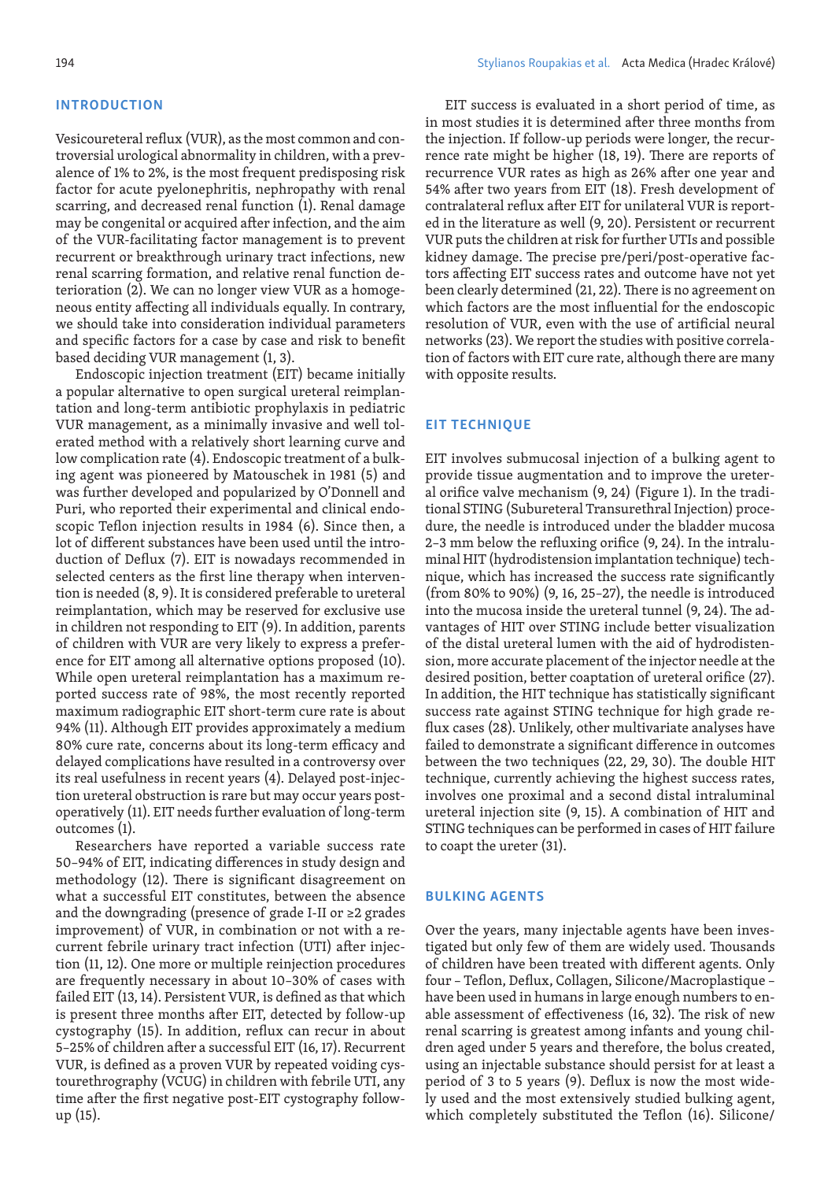## INTRODUCTION

Vesicoureteral reflux (VUR), as the most common and controversial urological abnormality in children, with a prevalence of 1% to 2%, is the most frequent predisposing risk factor for acute pyelonephritis, nephropathy with renal scarring, and decreased renal function (1). Renal damage may be congenital or acquired after infection, and the aim of the VUR-facilitating factor management is to prevent recurrent or breakthrough urinary tract infections, new renal scarring formation, and relative renal function deterioration (2). We can no longer view VUR as a homogeneous entity affecting all individuals equally. In contrary, we should take into consideration individual parameters and specific factors for a case by case and risk to benefit based deciding VUR management (1, 3).

Endoscopic injection treatment (EIT) became initially a popular alternative to open surgical ureteral reimplantation and long-term antibiotic prophylaxis in pediatric VUR management, as a minimally invasive and well tolerated method with a relatively short learning curve and low complication rate (4). Endoscopic treatment of a bulking agent was pioneered by Matouschek in 1981 (5) and was further developed and popularized by O'Donnell and Puri, who reported their experimental and clinical endoscopic Teflon injection results in 1984 (6). Since then, a lot of different substances have been used until the introduction of Deflux (7). EIT is nowadays recommended in selected centers as the first line therapy when intervention is needed (8, 9). It is considered preferable to ureteral reimplantation, which may be reserved for exclusive use in children not responding to EIT (9). In addition, parents of children with VUR are very likely to express a preference for EIT among all alternative options proposed (10). While open ureteral reimplantation has a maximum reported success rate of 98%, the most recently reported maximum radiographic EIT short-term cure rate is about 94% (11). Although EIT provides approximately a medium 80% cure rate, concerns about its long-term efficacy and delayed complications have resulted in a controversy over its real usefulness in recent years (4). Delayed post-injection ureteral obstruction is rare but may occur years post-operatively (11). EIT needs further evaluation of long-term outcomes (1).

Researchers have reported a variable success rate 50–94% of EIT, indicating differences in study design and methodology (12). There is significant disagreement on what a successful EIT constitutes, between the absence and the downgrading (presence of grade I-II or ≥2 grades improvement) of VUR, in combination or not with a recurrent febrile urinary tract infection (UTI) after injection (11, 12). One more or multiple reinjection procedures are frequently necessary in about 10–30% of cases with failed EIT (13, 14). Persistent VUR, is defined as that which is present three months after EIT, detected by follow-up cystography (15). In addition, reflux can recur in about 5–25% of children after a successful EIT (16, 17). Recurrent VUR, is defined as a proven VUR by repeated voiding cystourethrography (VCUG) in children with febrile UTI, any time after the first negative post-EIT cystography follow-up (15).

EIT success is evaluated in a short period of time, as in most studies it is determined after three months from the injection. If follow-up periods were longer, the recurrence rate might be higher (18, 19). There are reports of recurrence VUR rates as high as 26% after one year and 54% after two years from EIT (18). Fresh development of contralateral reflux after EIT for unilateral VUR is reported in the literature as well (9, 20). Persistent or recurrent VUR puts the children at risk for further UTIs and possible kidney damage. The precise pre/peri/post-operative factors affecting EIT success rates and outcome have not yet been clearly determined (21, 22). There is no agreement on which factors are the most influential for the endoscopic resolution of VUR, even with the use of artificial neural networks (23). We report the studies with positive correlation of factors with EIT cure rate, although there are many with opposite results.

## EIT TECHNIQUE

EIT involves submucosal injection of a bulking agent to provide tissue augmentation and to improve the ureteral orifice valve mechanism (9, 24) (Figure 1). In the traditional STING (Subureteral Transurethral Injection) procedure, the needle is introduced under the bladder mucosa 2–3 mm below the refluxing orifice (9, 24). In the intraluminal HIT (hydrodistension implantation technique) technique, which has increased the success rate significantly (from 80% to 90%) (9, 16, 25–27), the needle is introduced into the mucosa inside the ureteral tunnel (9, 24). The advantages of HIT over STING include better visualization of the distal ureteral lumen with the aid of hydrodistension, more accurate placement of the injector needle at the desired position, better coaptation of ureteral orifice (27). In addition, the HIT technique has statistically significant success rate against STING technique for high grade reflux cases (28). Unlikely, other multivariate analyses have failed to demonstrate a significant difference in outcomes between the two techniques (22, 29, 30). The double HIT technique, currently achieving the highest success rates, involves one proximal and a second distal intraluminal ureteral injection site (9, 15). A combination of HIT and STING techniques can be performed in cases of HIT failure to coapt the ureter (31).

## BULKING AGENTS

Over the years, many injectable agents have been investigated but only few of them are widely used. Thousands of children have been treated with different agents. Only four – Teflon, Deflux, Collagen, Silicone/Macroplastique – have been used in humans in large enough numbers to enable assessment of effectiveness (16, 32). The risk of new renal scarring is greatest among infants and young children aged under 5 years and therefore, the bolus created, using an injectable substance should persist for at least a period of 3 to 5 years (9). Deflux is now the most widely used and the most extensively studied bulking agent, which completely substituted the Teflon (16). Silicone/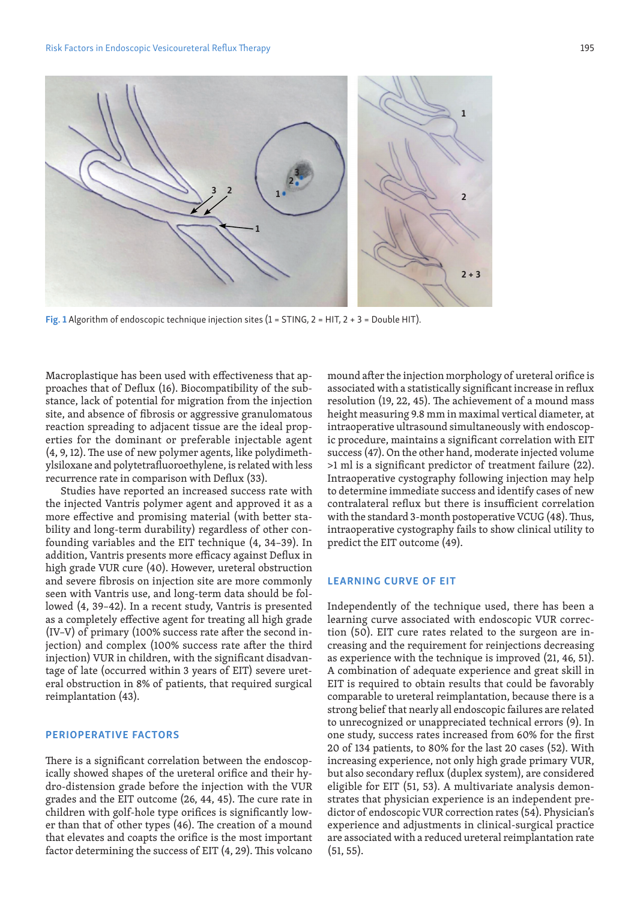Fig. 1 Algorithm of endoscopic technique injection sites (1 = STING, 2 = HIT, 2 + 3 = Double HIT).

Macroplastique has been used with effectiveness that approaches that of Deflux (16). Biocompatibility of the substance, lack of potential for migration from the injection site, and absence of fibrosis or aggressive granulomatous reaction spreading to adjacent tissue are the ideal properties for the dominant or preferable injectable agent (4, 9, 12). The use of new polymer agents, like polydimethylsiloxane and polytetrafluoroethylene, is related with less recurrence rate in comparison with Deflux (33).

Studies have reported an increased success rate with the injected Vantris polymer agent and approved it as a more effective and promising material (with better stability and long-term durability) regardless of other confounding variables and the EIT technique (4, 34–39). In addition, Vantris presents more efficacy against Deflux in high grade VUR cure (40). However, ureteral obstruction and severe fibrosis on injection site are more commonly seen with Vantris use, and long-term data should be followed (4, 39–42). In a recent study, Vantris is presented as a completely effective agent for treating all high grade (IV–V) of primary (100% success rate after the second injection) and complex (100% success rate after the third injection) VUR in children, with the significant disadvantage of late (occurred within 3 years of EIT) severe ureteral obstruction in 8% of patients, that required surgical reimplantation (43).

## PERIOPERATIVE FACTORS

There is a significant correlation between the endoscopically showed shapes of the ureteral orifice and their hydro-distension grade before the injection with the VUR grades and the EIT outcome (26, 44, 45). The cure rate in children with golf-hole type orifices is significantly lower than that of other types (46). The creation of a mound that elevates and coapts the orifice is the most important factor determining the success of EIT (4, 29). This volcano mound after the injection morphology of ureteral orifice is associated with a statistically significant increase in reflux resolution (19, 22, 45). The achievement of a mound mass height measuring 9.8 mm in maximal vertical diameter, at intraoperative ultrasound simultaneously with endoscopic procedure, maintains a significant correlation with EIT success (47). On the other hand, moderate injected volume >1 ml is a significant predictor of treatment failure (22). Intraoperative cystography following injection may help to determine immediate success and identify cases of new contralateral reflux but there is insufficient correlation with the standard 3-month postoperative VCUG (48). Thus, intraoperative cystography fails to show clinical utility to predict the EIT outcome (49).

## LEARNING CURVE OF EIT

Independently of the technique used, there has been a learning curve associated with endoscopic VUR correction (50). EIT cure rates related to the surgeon are increasing and the requirement for reinjections decreasing as experience with the technique is improved (21, 46, 51). A combination of adequate experience and great skill in EIT is required to obtain results that could be favorably comparable to ureteral reimplantation, because there is a strong belief that nearly all endoscopic failures are related to unrecognized or unappreciated technical errors (9). In one study, success rates increased from 60% for the first 20 of 134 patients, to 80% for the last 20 cases (52). With increasing experience, not only high grade primary VUR, but also secondary reflux (duplex system), are considered eligible for EIT (51, 53). A multivariate analysis demonstrates that physician experience is an independent predictor of endoscopic VUR correction rates (54). Physician's experience and adjustments in clinical-surgical practice are associated with a reduced ureteral reimplantation rate (51, 55).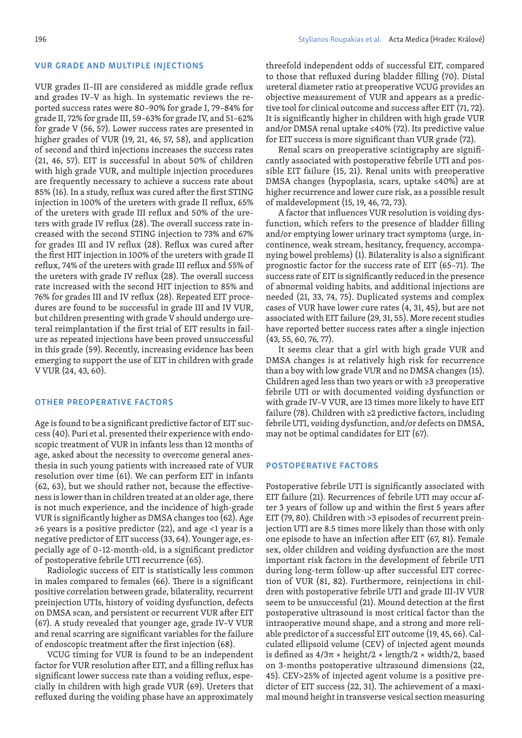## VUR GRADE AND MULTIPLE INJECTIONS

VUR grades II–III are considered as middle grade reflux and grades IV–V as high. In systematic reviews the reported success rates were 80–90% for grade I, 79–84% for grade II, 72% for grade III, 59–63% for grade IV, and 51–62% for grade V (56, 57). Lower success rates are presented in higher grades of VUR (19, 21, 46, 57, 58), and application of second and third injections increases the success rates (21, 46, 57). EIT is successful in about 50% of children with high grade VUR, and multiple injection procedures are frequently necessary to achieve a success rate about 85% (16). In a study, reflux was cured after the first STING injection in 100% of the ureters with grade II reflux, 65% of the ureters with grade III reflux and 50% of the ureters with grade IV reflux (28). The overall success rate increased with the second STING injection to 73% and 67% for grades III and IV reflux (28). Reflux was cured after the first HIT injection in 100% of the ureters with grade II reflux, 74% of the ureters with grade III reflux and 55% of the ureters with grade IV reflux (28). The overall success rate increased with the second HIT injection to 85% and 76% for grades III and IV reflux (28). Repeated EIT procedures are found to be successful in grade III and IV VUR, but children presenting with grade V should undergo ureteral reimplantation if the first trial of EIT results in failure as repeated injections have been proved unsuccessful in this grade (59). Recently, increasing evidence has been emerging to support the use of EIT in children with grade V VUR (24, 43, 60).

## OTHER PREOPERATIVE FACTORS

Age is found to be a significant predictive factor of EIT success (40). Puri et al. presented their experience with endoscopic treatment of VUR in infants less than 12 months of age, asked about the necessity to overcome general anesthesia in such young patients with increased rate of VUR resolution over time (61). We can perform EIT in infants (62, 63), but we should rather not, because the effectiveness is lower than in children treated at an older age, there is not much experience, and the incidence of high-grade VUR is significantly higher as DMSA changes too (62). Age ≥6 years is a positive predictor (22), and age <1 year is a negative predictor of EIT success (33, 64). Younger age, especially age of 0–12-month-old, is a significant predictor of postoperative febrile UTI recurrence (65).

Radiologic success of EIT is statistically less common in males compared to females (66). There is a significant positive correlation between grade, bilaterality, recurrent preinjection UTIs, history of voiding dysfunction, defects on DMSA scan, and persistent or recurrent VUR after EIT (67). A study revealed that younger age, grade IV–V VUR and renal scarring are significant variables for the failure of endoscopic treatment after the first injection (68).

VCUG timing for VUR is found to be an independent factor for VUR resolution after EIT, and a filling reflux has significant lower success rate than a voiding reflux, especially in children with high grade VUR (69). Ureters that refluxed during the voiding phase have an approximately threefold independent odds of successful EIT, compared to those that refluxed during bladder filling (70). Distal ureteral diameter ratio at preoperative VCUG provides an objective measurement of VUR and appears as a predictive tool for clinical outcome and success after EIT (71, 72). It is significantly higher in children with high grade VUR and/or DMSA renal uptake ≤40% (72). Its predictive value for EIT success is more significant than VUR grade (72).

Renal scars on preoperative scintigraphy are significantly associated with postoperative febrile UTI and possible EIT failure (15, 21). Renal units with preoperative DMSA changes (hypoplasia, scars, uptake ≤40%) are at higher recurrence and lower cure risk, as a possible result of maldevelopment (15, 19, 46, 72, 73).

A factor that influences VUR resolution is voiding dysfunction, which refers to the presence of bladder filling and/or emptying lower urinary tract symptoms (urge, incontinence, weak stream, hesitancy, frequency, accompanying bowel problems) (1). Bilaterality is also a significant prognostic factor for the success rate of EIT (65–71). The success rate of EIT is significantly reduced in the presence of abnormal voiding habits, and additional injections are needed (21, 33, 74, 75). Duplicated systems and complex cases of VUR have lower cure rates (4, 31, 45), but are not associated with EIT failure (29, 31, 55). More recent studies have reported better success rates after a single injection (43, 55, 60, 76, 77).

It seems clear that a girl with high grade VUR and DMSA changes is at relatively high risk for recurrence than a boy with low grade VUR and no DMSA changes (15). Children aged less than two years or with ≥3 preoperative febrile UTI or with documented voiding dysfunction or with grade IV–V VUR, are 13 times more likely to have EIT failure (78). Children with ≥2 predictive factors, including febrile UTI, voiding dysfunction, and/or defects on DMSA, may not be optimal candidates for EIT (67).

## POSTOPERATIVE FACTORS

Postoperative febrile UTI is significantly associated with EIT failure (21). Recurrences of febrile UTI may occur after 3 years of follow up and within the first 5 years after EIT (79, 80). Children with >3 episodes of recurrent preinjection UTI are 8.5 times more likely than those with only one episode to have an infection after EIT (67, 81). Female sex, older children and voiding dysfunction are the most important risk factors in the development of febrile UTI during long-term follow-up after successful EIT correction of VUR (81, 82). Furthermore, reinjections in children with postoperative febrile UTI and grade III-IV VUR seem to be unsuccessful (21). Mound detection at the first postoperative ultrasound is most critical factor than the intraoperative mound shape, and a strong and more reliable predictor of a successful EIT outcome (19, 45, 66). Calculated ellipsoid volume (CEV) of injected agent mounds is defined as $4/3\pi \times \text{height}/2 \times \text{length}/2 \times \text{width}/2$, based on 3-months postoperative ultrasound dimensions (22, 45). CEV>25% of injected agent volume is a positive predictor of EIT success (22, 31). The achievement of a maximal mound height in transverse vesical section measuring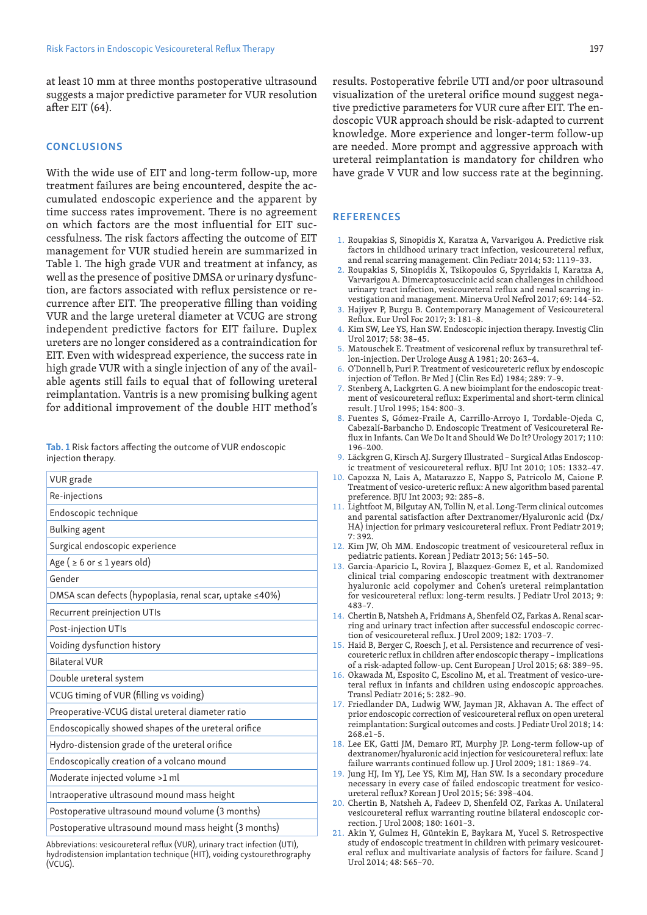at least 10 mm at three months postoperative ultrasound suggests a major predictive parameter for VUR resolution after EIT (64).

## CONCLUSIONS

With the wide use of EIT and long-term follow-up, more treatment failures are being encountered, despite the accumulated endoscopic experience and the apparent by time success rates improvement. There is no agreement on which factors are the most influential for EIT successfulness. The risk factors affecting the outcome of EIT management for VUR studied herein are summarized in Table 1. The high grade VUR and treatment at infancy, as well as the presence of positive DMSA or urinary dysfunction, are factors associated with reflux persistence or recurrence after EIT. The preoperative filling than voiding VUR and the large ureteral diameter at VCUG are strong independent predictive factors for EIT failure. Duplex ureters are no longer considered as a contraindication for EIT. Even with widespread experience, the success rate in high grade VUR with a single injection of any of the available agents still fails to equal that of following ureteral reimplantation. Vantris is a new promising bulking agent for additional improvement of the double HIT method's results. Postoperative febrile UTI and/or poor ultrasound visualization of the ureteral orifice mound suggest negative predictive parameters for VUR cure after EIT. The endoscopic VUR approach should be risk-adapted to current knowledge. More experience and longer-term follow-up are needed. More prompt and aggressive approach with ureteral reimplantation is mandatory for children who have grade V VUR and low success rate at the beginning.

**Tab. 1** Risk factors affecting the outcome of VUR endoscopic injection therapy.

| Risk factors |
|---|
| VUR grade |
| Re-injections |
| Endoscopic technique |
| Bulking agent |
| Surgical endoscopic experience |
| Age ( ≥ 6 or ≤ 1 years old) |
| Gender |
| DMSA scan defects (hypoplasia, renal scar, uptake ≤40%) |
| Recurrent preinjection UTIs |
| Post-injection UTIs |
| Voiding dysfunction history |
| Bilateral VUR |
| Double ureteral system |
| VCUG timing of VUR (filling vs voiding) |
| Preoperative-VCUG distal ureteral diameter ratio |
| Endoscopically showed shapes of the ureteral orifice |
| Hydro-distension grade of the ureteral orifice |
| Endoscopically creation of a volcano mound |
| Moderate injected volume >1 ml |
| Intraoperative ultrasound mound mass height |
| Postoperative ultrasound mound volume (3 months) |
| Postoperative ultrasound mound mass height (3 months) |

Abbreviations: vesicoureteral reflux (VUR), urinary tract infection (UTI), hydrodistension implantation technique (HIT), voiding cystourethrography (VCUG).

## REFERENCES

1. Roupakias S, Sinopidis X, Karatza A, Varvarigou A. Predictive risk factors in childhood urinary tract infection, vesicoureteral reflux, and renal scarring management. Clin Pediatr 2014; 53: 1119–33.
2. Roupakias S, Sinopidis X, Tsikopoulos G, Spyridakis I, Karatza A, Varvarigou A. Dimercaptosuccinic acid scan challenges in childhood urinary tract infection, vesicoureteral reflux and renal scarring investigation and management. Minerva Urol Nefrol 2017; 69: 144–52.
3. Hajiyev P, Burgu B. Contemporary Management of Vesicoureteral Reflux. Eur Urol Foc 2017; 3: 181–8.
4. Kim SW, Lee YS, Han SW. Endoscopic injection therapy. Investig Clin Urol 2017; 58: 38–45.
5. Matouschek E. Treatment of vesicorenal reflux by transurethral teflon-injection. Der Urologe Ausg A 1981; 20: 263–4.
6. O'Donnell b, Puri P. Treatment of vesicoureteric reflux by endoscopic injection of Teflon. Br Med J (Clin Res Ed) 1984; 289: 7–9.
7. Stenberg A, Lackgrten G. A new bioimplant for the endoscopic treatment of vesicoureteral reflux: Experimental and short-term clinical result. J Urol 1995; 154: 800–3.
8. Fuentes S, Gómez-Fraile A, Carrillo-Arroyo I, Tordable-Ojeda C, Cabezalí-Barbancho D. Endoscopic Treatment of Vesicoureteral Reflux in Infants. Can We Do It and Should We Do It? Urology 2017; 110: 196–200.
9. Läckgren G, Kirsch AJ. Surgery Illustrated – Surgical Atlas Endoscopic treatment of vesicoureteral reflux. BJU Int 2010; 105: 1332–47.
10. Capozza N, Lais A, Matarazzo E, Nappo S, Patricolo M, Caione P. Treatment of vesico-ureteric reflux: A new algorithm based parental preference. BJU Int 2003; 92: 285–8.
11. Lightfoot M, Bilgutay AN, Tollin N, et al. Long-Term clinical outcomes and parental satisfaction after Dextranomer/Hyaluronic acid (Dx/HA) injection for primary vesicoureteral reflux. Front Pediatr 2019; 7: 392.
12. Kim JW, Oh MM. Endoscopic treatment of vesicoureteral reflux in pediatric patients. Korean J Pediatr 2013; 56: 145–50.
13. Garcia-Aparicio L, Rovira J, Blazquez-Gomez E, et al. Randomized clinical trial comparing endoscopic treatment with dextranomer hyaluronic acid copolymer and Cohen's ureteral reimplantation for vesicoureteral reflux: long-term results. J Pediatr Urol 2013; 9: 483–7.
14. Chertin B, Natsheh A, Fridmans A, Shenfeld OZ, Farkas A. Renal scarring and urinary tract infection after successful endoscopic correction of vesicoureteral reflux. J Urol 2009; 182: 1703–7.
15. Haid B, Berger C, Roesch J, et al. Persistence and recurrence of vesicoureteric reflux in children after endoscopic therapy – implications of a risk-adapted follow-up. Cent European J Urol 2015; 68: 389–95.
16. Okawada M, Esposito C, Escolino M, et al. Treatment of vesico-ureteral reflux in infants and children using endoscopic approaches. Transl Pediatr 2016; 5: 282–90.
17. Friedlander DA, Ludwig WW, Jayman JR, Akhavan A. The effect of prior endoscopic correction of vesicoureteral reflux on open ureteral reimplantation: Surgical outcomes and costs. J Pediatr Urol 2018; 14: 268.e1–5.
18. Lee EK, Gatti JM, Demaro RT, Murphy JP. Long-term follow-up of dextranomer/hyaluronic acid injection for vesicoureteral reflux: late failure warrants continued follow up. J Urol 2009; 181: 1869–74.
19. Jung HJ, Im YJ, Lee YS, Kim MJ, Han SW. Is a secondary procedure necessary in every case of failed endoscopic treatment for vesicoureteral reflux? Korean J Urol 2015; 56: 398–404.
20. Chertin B, Natsheh A, Fadeev D, Shenfeld OZ, Farkas A. Unilateral vesicoureteral reflux warranting routine bilateral endoscopic correction. J Urol 2008; 180: 1601–3.
21. Akin Y, Gulmez H, Güntekin E, Baykara M, Yucel S. Retrospective study of endoscopic treatment in children with primary vesicoureteral reflux and multivariate analysis of factors for failure. Scand J Urol 2014; 48: 565–70.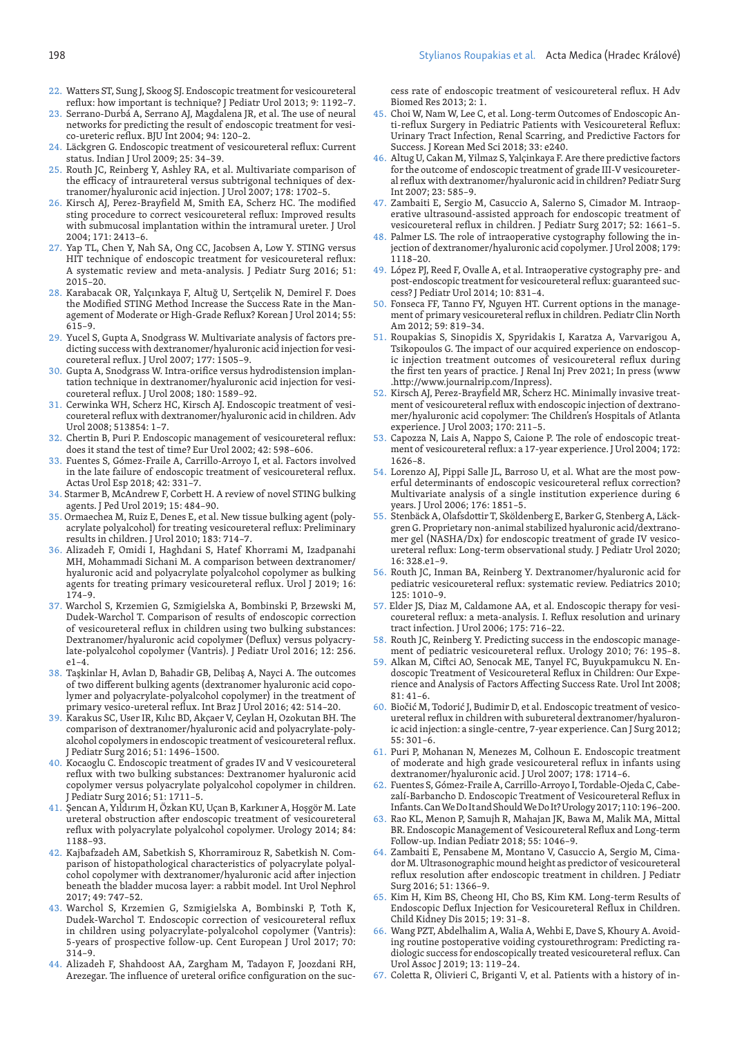22. Watters ST, Sung J, Skoog SJ. Endoscopic treatment for vesicoureteral reflux: how important is technique? J Pediatr Urol 2013; 9: 1192–7.
23. Serrano-Durbá A, Serrano AJ, Magdalena JR, et al. The use of neural networks for predicting the result of endoscopic treatment for vesico-ureteric reflux. BJU Int 2004; 94: 120–2.
24. Läckgren G. Endoscopic treatment of vesicoureteral reflux: Current status. Indian J Urol 2009; 25: 34–39.
25. Routh JC, Reinberg Y, Ashley RA, et al. Multivariate comparison of the efficacy of intraureteral versus subtrigonal techniques of dextranomer/hyaluronic acid injection. J Urol 2007; 178: 1702–5.
26. Kirsch AJ, Perez-Brayfield M, Smith EA, Scherz HC. The modified sting procedure to correct vesicoureteral reflux: Improved results with submucosal implantation within the intramural ureter. J Urol 2004; 171: 2413–6.
27. Yap TL, Chen Y, Nah SA, Ong CC, Jacobsen A, Low Y. STING versus HIT technique of endoscopic treatment for vesicoureteral reflux: A systematic review and meta-analysis. J Pediatr Surg 2016; 51: 2015–20.
28. Karabacak OR, Yalçınkaya F, Altuğ U, Sertçelik N, Demirel F. Does the Modified STING Method Increase the Success Rate in the Management of Moderate or High-Grade Reflux? Korean J Urol 2014; 55: 615–9.
29. Yucel S, Gupta A, Snodgrass W. Multivariate analysis of factors predicting success with dextranomer/hyaluronic acid injection for vesicoureteral reflux. J Urol 2007; 177: 1505–9.
30. Gupta A, Snodgrass W. Intra-orifice versus hydrodistension implantation technique in dextranomer/hyaluronic acid injection for vesicoureteral reflux. J Urol 2008; 180: 1589–92.
31. Cerwinka WH, Scherz HC, Kirsch AJ. Endoscopic treatment of vesicoureteral reflux with dextranomer/hyaluronic acid in children. Adv Urol 2008; 513854: 1–7.
32. Chertin B, Puri P. Endoscopic management of vesicoureteral reflux: does it stand the test of time? Eur Urol 2002; 42: 598–606.
33. Fuentes S, Gómez-Fraile A, Carrillo-Arroyo I, et al. Factors involved in the late failure of endoscopic treatment of vesicoureteral reflux. Actas Urol Esp 2018; 42: 331–7.
34. Starmer B, McAndrew F, Corbett H. A review of novel STING bulking agents. J Ped Urol 2019; 15: 484–90.
35. Ormaechea M, Ruiz E, Denes E, et al. New tissue bulking agent (polyacrylate polyalcohol) for treating vesicoureteral reflux: Preliminary results in children. J Urol 2010; 183: 714–7.
36. Alizadeh F, Omidi I, Haghdani S, Hatef Khorrami M, Izadpanahi MH, Mohammadi Sichani M. A comparison between dextranomer/hyaluronic acid and polyacrylate polyalcohol copolymer as bulking agents for treating primary vesicoureteral reflux. Urol J 2019; 16: 174–9.
37. Warchol S, Krzemien G, Szmigielska A, Bombinski P, Brzewski M, Dudek-Warchol T. Comparison of results of endoscopic correction of vesicoureteral reflux in children using two bulking substances: Dextranomer/hyaluronic acid copolymer (Deflux) versus polyacrylate-polyalcohol copolymer (Vantris). J Pediatr Urol 2016; 12: 256.e1–4.
38. Taşkinlar H, Avlan D, Bahadir GB, Delibaş A, Nayci A. The outcomes of two different bulking agents (dextranomer hyaluronic acid copolymer and polyacrylate-polyalcohol copolymer) in the treatment of primary vesico-ureteral reflux. Int Braz J Urol 2016; 42: 514–20.
39. Karakus SC, User IR, Kılıc BD, Akçaer V, Ceylan H, Ozokutan BH. The comparison of dextranomer/hyaluronic acid and polyacrylate-polyalcohol copolymers in endoscopic treatment of vesicoureteral reflux. J Pediatr Surg 2016; 51: 1496–1500.
40. Kocaoglu C. Endoscopic treatment of grades IV and V vesicoureteral reflux with two bulking substances: Dextranomer hyaluronic acid copolymer versus polyacrylate polyalcohol copolymer in children. J Pediatr Surg 2016; 51: 1711–5.
41. Şencan A, Yıldırım H, Özkan KU, Uçan B, Karkıner A, Hoşgör M. Late ureteral obstruction after endoscopic treatment of vesicoureteral reflux with polyacrylate polyalcohol copolymer. Urology 2014; 84: 1188–93.
42. Kajbafzadeh AM, Sabetkish S, Khorramirouz R, Sabetkish N. Comparison of histopathological characteristics of polyacrylate polyalcohol copolymer with dextranomer/hyaluronic acid after injection beneath the bladder mucosa layer: a rabbit model. Int Urol Nephrol 2017; 49: 747–52.
43. Warchol S, Krzemien G, Szmigielska A, Bombinski P, Toth K, Dudek-Warchol T. Endoscopic correction of vesicoureteral reflux in children using polyacrylate-polyalcohol copolymer (Vantris): 5-years of prospective follow-up. Cent European J Urol 2017; 70: 314–9.
44. Alizadeh F, Shahdoost AA, Zargham M, Tafayon F, Joozdani RH, Arezegar. The influence of ureteral orifice configuration on the success rate of endoscopic treatment of vesicoureteral reflux. H Adv Biomed Res 2013; 2: 1.
45. Choi W, Nam W, Lee C, et al. Long-term Outcomes of Endoscopic Anti-reflux Surgery in Pediatric Patients with Vesicoureteral Reflux: Urinary Tract Infection, Renal Scarring, and Predictive Factors for Success. J Korean Med Sci 2018; 33: e240.
46. Altug U, Cakan M, Yilmaz S, Yalçinkaya F. Are there predictive factors for the outcome of endoscopic treatment of grade III-V vesicoureteral reflux with dextranomer/hyaluronic acid in children? Pediatr Surg Int 2007; 23: 585–9.
47. Zambaiti E, Sergio M, Casuccio A, Salerno S, Cimador M. Intraoperative ultrasound-assisted approach for endoscopic treatment of vesicoureteral reflux in children. J Pediatr Surg 2017; 52: 1661–5.
48. Palmer LS. The role of intraoperative cystography following the injection of dextranomer/hyaluronic acid copolymer. J Urol 2008; 179: 1118–20.
49. López PJ, Reed F, Ovalle A, et al. Intraoperative cystography pre- and post-endoscopic treatment for vesicoureteral reflux: guaranteed success? J Pediatr Urol 2014; 10: 831–4.
50. Fonseca FF, Tanno FY, Nguyen HT. Current options in the management of primary vesicoureteral reflux in children. Pediatr Clin North Am 2012; 59: 819–34.
51. Roupakias S, Sinopidis X, Spyridakis I, Karatza A, Varvarigou A, Tsikopoulos G. The impact of our acquired experience on endoscopic injection treatment outcomes of vesicoureteral reflux during the first ten years of practice. J Renal Inj Prev 2021; In press (www.http://www.journalrip.com/Inpress).
52. Kirsch AJ, Perez-Brayfield MR, Scherz HC. Minimally invasive treatment of vesicoureteral reflux with endoscopic injection of dextranomer/hyaluronic acid copolymer: The Children's Hospitals of Atlanta experience. J Urol 2003; 170: 211–5.
53. Capozza N, Lais A, Nappo S, Caione P. The role of endoscopic treatment of vesicoureteral reflux: a 17-year experience. J Urol 2004; 172: 1626–8.
54. Lorenzo AJ, Pippi Salle JL, Barroso U, et al. What are the most powerful determinants of endoscopic vesicoureteral reflux correction? Multivariate analysis of a single institution experience during 6 years. J Urol 2006; 176: 1851–5.
55. Stenbäck A, Olafsdottir T, Sköldenberg E, Barker G, Stenberg A, Läckgren G. Proprietary non-animal stabilized hyaluronic acid/dextranomer gel (NASHA/Dx) for endoscopic treatment of grade IV vesicoureteral reflux: Long-term observational study. J Pediatr Urol 2020; 16: 328.e1–9.
56. Routh JC, Inman BA, Reinberg Y. Dextranomer/hyaluronic acid for pediatric vesicoureteral reflux: systematic review. Pediatrics 2010; 125: 1010–9.
57. Elder JS, Diaz M, Caldamone AA, et al. Endoscopic therapy for vesicoureteral reflux: a meta-analysis. I. Reflux resolution and urinary tract infection. J Urol 2006; 175: 716–22.
58. Routh JC, Reinberg Y. Predicting success in the endoscopic management of pediatric vesicoureteral reflux. Urology 2010; 76: 195–8.
59. Alkan M, Ciftci AO, Senocak ME, Tanyel FC, Buyukpamukcu N. Endoscopic Treatment of Vesicoureteral Reflux in Children: Our Experience and Analysis of Factors Affecting Success Rate. Urol Int 2008; 81: 41–6.
60. Biočić M, Todorić J, Budimir D, et al. Endoscopic treatment of vesicoureteral reflux in children with subureteral dextranomer/hyaluronic acid injection: a single-centre, 7-year experience. Can J Surg 2012; 55: 301–6.
61. Puri P, Mohanan N, Menezes M, Colhoun E. Endoscopic treatment of moderate and high grade vesicoureteral reflux in infants using dextranomer/hyaluronic acid. J Urol 2007; 178: 1714–6.
62. Fuentes S, Gómez-Fraile A, Carrillo-Arroyo I, Tordable-Ojeda C, Cabezalí-Barbancho D. Endoscopic Treatment of Vesicoureteral Reflux in Infants. Can We Do It and Should We Do It? Urology 2017; 110: 196–200.
63. Rao KL, Menon P, Samujh R, Mahajan JK, Bawa M, Malik MA, Mittal BR. Endoscopic Management of Vesicoureteral Reflux and Long-term Follow-up. Indian Pediatr 2018; 55: 1046–9.
64. Zambaiti E, Pensabene M, Montano V, Casuccio A, Sergio M, Cimador M. Ultrasonographic mound height as predictor of vesicoureteral reflux resolution after endoscopic treatment in children. J Pediatr Surg 2016; 51: 1366–9.
65. Kim H, Kim BS, Cheong HI, Cho BS, Kim KM. Long-term Results of Endoscopic Deflux Injection for Vesicoureteral Reflux in Children. Child Kidney Dis 2015; 19: 31–8.
66. Wang PZT, Abdelhalim A, Walia A, Wehbi E, Dave S, Khoury A. Avoiding routine postoperative voiding cystourethrogram: Predicting radiologic success for endoscopically treated vesicoureteral reflux. Can Urol Assoc J 2019; 13: 119–24.
67. Coletta R, Olivieri C, Briganti V, et al. Patients with a history of in-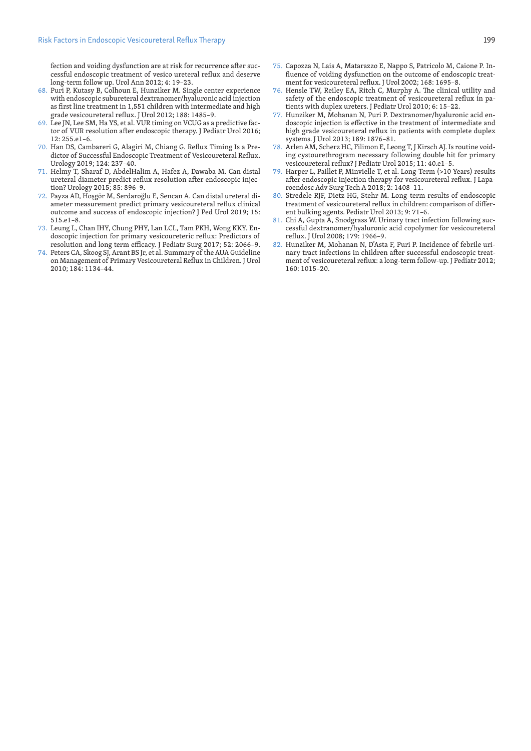fection and voiding dysfunction are at risk for recurrence after successful endoscopic treatment of vesico ureteral reflux and deserve long-term follow up. Urol Ann 2012; 4: 19–23.

68. Puri P, Kutasy B, Colhoun E, Hunziker M. Single center experience with endoscopic subureteral dextranomer/hyaluronic acid injection as first line treatment in 1,551 children with intermediate and high grade vesicoureteral reflux. J Urol 2012; 188: 1485–9.
69. Lee JN, Lee SM, Ha YS, et al. VUR timing on VCUG as a predictive factor of VUR resolution after endoscopic therapy. J Pediatr Urol 2016; 12: 255.e1–6.
70. Han DS, Cambareri G, Alagiri M, Chiang G. Reflux Timing Is a Predictor of Successful Endoscopic Treatment of Vesicoureteral Reflux. Urology 2019; 124: 237–40.
71. Helmy T, Sharaf D, AbdelHalim A, Hafez A, Dawaba M. Can distal ureteral diameter predict reflux resolution after endoscopic injection? Urology 2015; 85: 896–9.
72. Payza AD, Hoşgör M, Serdaroğlu E, Sencan A. Can distal ureteral diameter measurement predict primary vesicoureteral reflux clinical outcome and success of endoscopic injection? J Ped Urol 2019; 15: 515.e1–8.
73. Leung L, Chan IHY, Chung PHY, Lan LCL, Tam PKH, Wong KKY. Endoscopic injection for primary vesicoureteric reflux: Predictors of resolution and long term efficacy. J Pediatr Surg 2017; 52: 2066–9.
74. Peters CA, Skoog SJ, Arant BS Jr, et al. Summary of the AUA Guideline on Management of Primary Vesicoureteral Reflux in Children. J Urol 2010; 184: 1134–44.
75. Capozza N, Lais A, Matarazzo E, Nappo S, Patricolo M, Caione P. Influence of voiding dysfunction on the outcome of endoscopic treatment for vesicoureteral reflux. J Urol 2002; 168: 1695–8.
76. Hensle TW, Reiley EA, Ritch C, Murphy A. The clinical utility and safety of the endoscopic treatment of vesicoureteral reflux in patients with duplex ureters. J Pediatr Urol 2010; 6: 15–22.
77. Hunziker M, Mohanan N, Puri P. Dextranomer/hyaluronic acid endoscopic injection is effective in the treatment of intermediate and high grade vesicoureteral reflux in patients with complete duplex systems. J Urol 2013; 189: 1876–81.
78. Arlen AM, Scherz HC, Filimon E, Leong T, J Kirsch AJ. Is routine voiding cystourethrogram necessary following double hit for primary vesicoureteral reflux? J Pediatr Urol 2015; 11: 40.e1–5.
79. Harper L, Paillet P, Minvielle T, et al. Long-Term (>10 Years) results after endoscopic injection therapy for vesicoureteral reflux. J Laparoendosc Adv Surg Tech A 2018; 2: 1408–11.
80. Stredele RJF, Dietz HG, Stehr M. Long-term results of endoscopic treatment of vesicoureteral reflux in children: comparison of different bulking agents. Pediatr Urol 2013; 9: 71–6.
81. Chi A, Gupta A, Snodgrass W. Urinary tract infection following successful dextranomer/hyaluronic acid copolymer for vesicoureteral reflux. J Urol 2008; 179: 1966–9.
82. Hunziker M, Mohanan N, D'Asta F, Puri P. Incidence of febrile urinary tract infections in children after successful endoscopic treatment of vesicoureteral reflux: a long-term follow-up. J Pediatr 2012; 160: 1015–20.